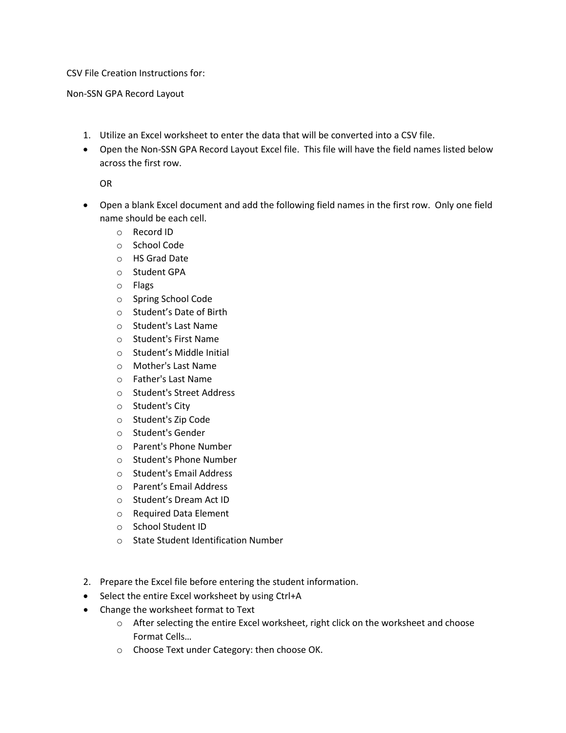CSV File Creation Instructions for:

Non-SSN GPA Record Layout

1. Utilize an Excel worksheet to enter the data that will be converted into a CSV file.

- Open the Non-SSN GPA Record Layout Excel file. This file will have the field names listed below across the first row.

  OR

- Open a blank Excel document and add the following field names in the first row. Only one field name should be each cell.
  - Record ID
  - School Code
  - HS Grad Date
  - Student GPA
  - Flags
  - Spring School Code
  - Student’s Date of Birth
  - Student's Last Name
  - Student's First Name
  - Student’s Middle Initial
  - Mother's Last Name
  - Father's Last Name
  - Student's Street Address
  - Student's City
  - Student's Zip Code
  - Student's Gender
  - Parent's Phone Number
  - Student's Phone Number
  - Student's Email Address
  - Parent’s Email Address
  - Student’s Dream Act ID
  - Required Data Element
  - School Student ID
  - State Student Identification Number

2. Prepare the Excel file before entering the student information.

- Select the entire Excel worksheet by using Ctrl+A
- Change the worksheet format to Text
  - After selecting the entire Excel worksheet, right click on the worksheet and choose Format Cells…
  - Choose Text under Category: then choose OK.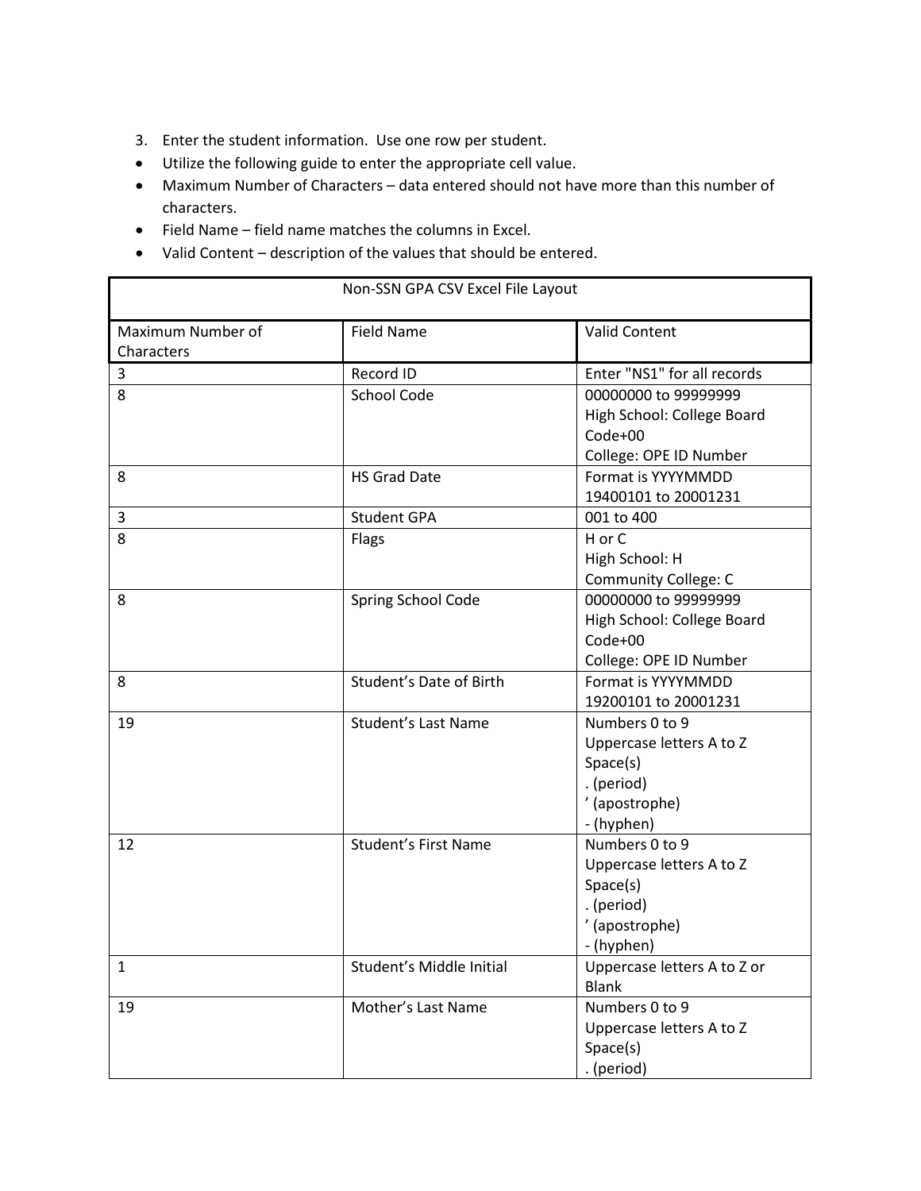3. Enter the student information. Use one row per student.

- Utilize the following guide to enter the appropriate cell value.
- Maximum Number of Characters – data entered should not have more than this number of characters.
- Field Name – field name matches the columns in Excel.
- Valid Content – description of the values that should be entered.

| Non-SSN GPA CSV Excel File Layout | | |
|---|---|---|
| **Maximum Number of Characters** | **Field Name** | **Valid Content** |
| 3 | Record ID | Enter "NS1" for all records |
| 8 | School Code | 00000000 to 99999999<br>High School: College Board Code+00<br>College: OPE ID Number |
| 8 | HS Grad Date | Format is YYYYMMDD<br>19400101 to 20001231 |
| 3 | Student GPA | 001 to 400 |
| 8 | Flags | H or C<br>High School: H<br>Community College: C |
| 8 | Spring School Code | 00000000 to 99999999<br>High School: College Board Code+00<br>College: OPE ID Number |
| 8 | Student's Date of Birth | Format is YYYYMMDD<br>19200101 to 20001231 |
| 19 | Student's Last Name | Numbers 0 to 9<br>Uppercase letters A to Z<br>Space(s)<br>. (period)<br>' (apostrophe)<br>- (hyphen) |
| 12 | Student's First Name | Numbers 0 to 9<br>Uppercase letters A to Z<br>Space(s)<br>. (period)<br>' (apostrophe)<br>- (hyphen) |
| 1 | Student's Middle Initial | Uppercase letters A to Z or Blank |
| 19 | Mother's Last Name | Numbers 0 to 9<br>Uppercase letters A to Z<br>Space(s)<br>. (period) |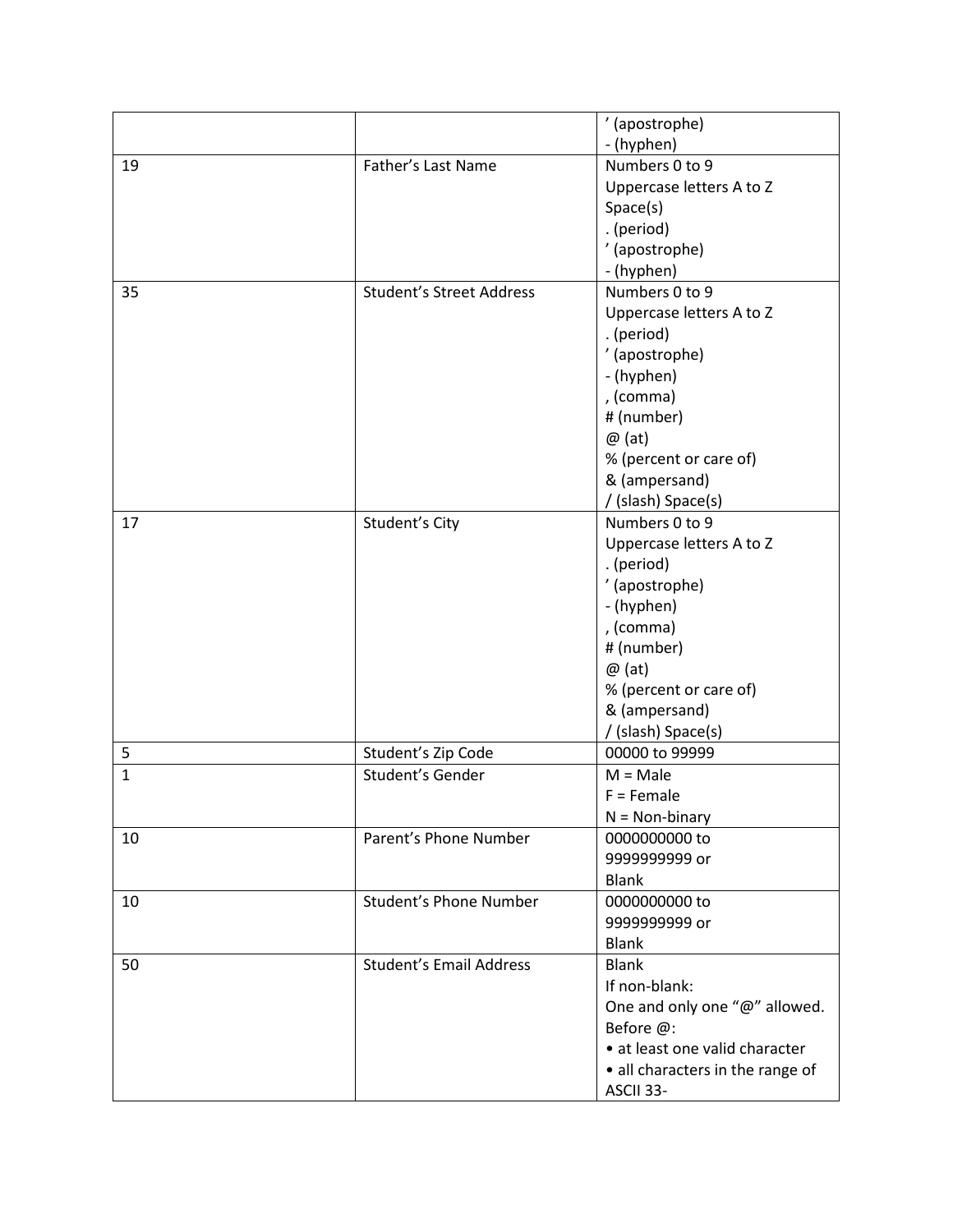| | | |
|---|---|---|
| | | ’ (apostrophe)<br>- (hyphen) |
| 19 | Father’s Last Name | Numbers 0 to 9<br>Uppercase letters A to Z<br>Space(s)<br>. (period)<br>’ (apostrophe)<br>- (hyphen) |
| 35 | Student’s Street Address | Numbers 0 to 9<br>Uppercase letters A to Z<br>. (period)<br>’ (apostrophe)<br>- (hyphen)<br>, (comma)<br># (number)<br>@ (at)<br>% (percent or care of)<br>& (ampersand)<br>/ (slash) Space(s) |
| 17 | Student’s City | Numbers 0 to 9<br>Uppercase letters A to Z<br>. (period)<br>’ (apostrophe)<br>- (hyphen)<br>, (comma)<br># (number)<br>@ (at)<br>% (percent or care of)<br>& (ampersand)<br>/ (slash) Space(s) |
| 5 | Student’s Zip Code | 00000 to 99999 |
| 1 | Student’s Gender | M = Male<br>F = Female<br>N = Non-binary |
| 10 | Parent’s Phone Number | 0000000000 to<br>9999999999 or<br>Blank |
| 10 | Student’s Phone Number | 0000000000 to<br>9999999999 or<br>Blank |
| 50 | Student’s Email Address | Blank<br>If non-blank:<br>One and only one “@” allowed.<br>Before @:<br>• at least one valid character<br>• all characters in the range of ASCII 33- |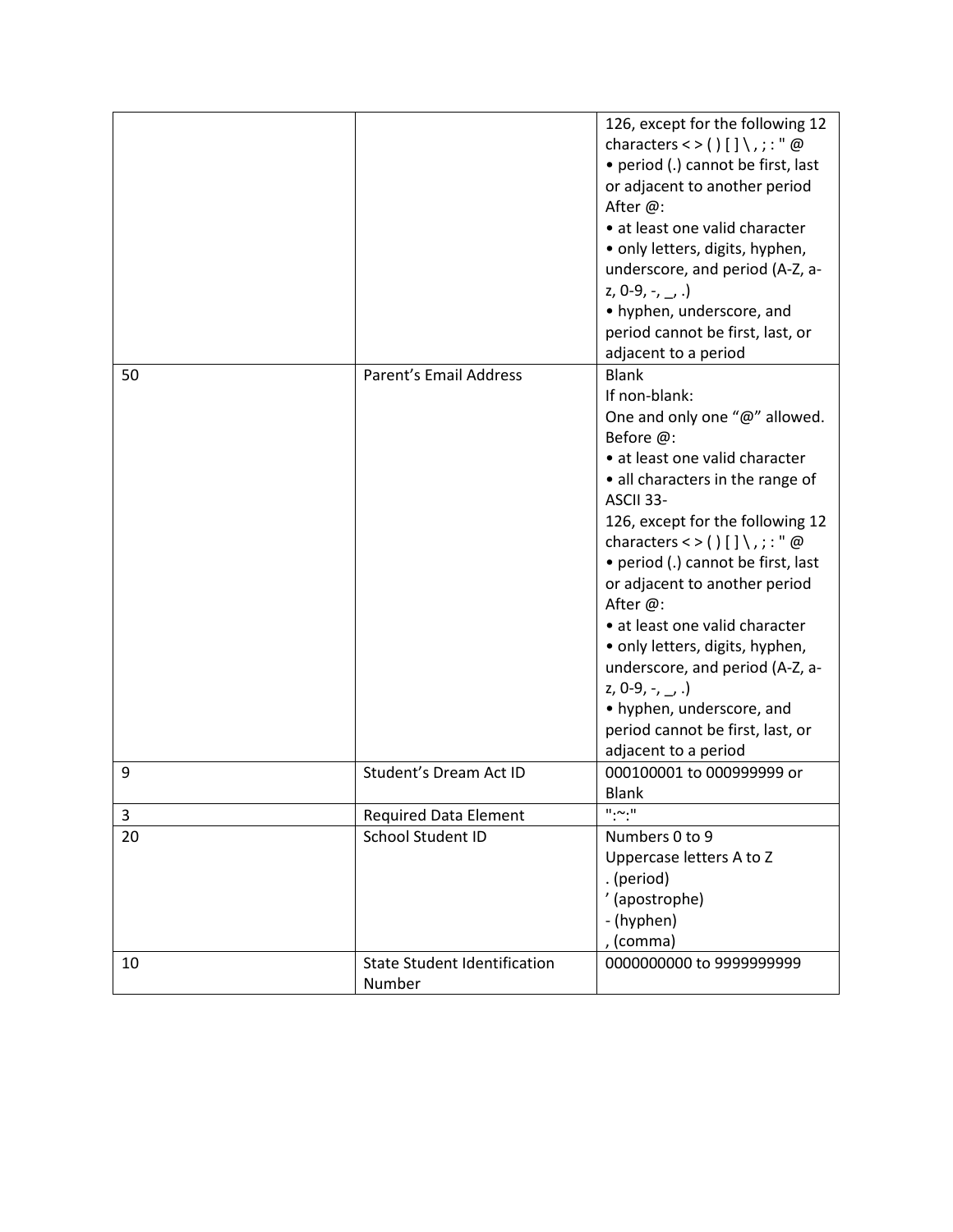| | | |
|---|---|---|
| | | 126, except for the following 12 characters < > ( ) [ ] \ , ; : " @<br>• period (.) cannot be first, last or adjacent to another period<br>After @:<br>• at least one valid character<br>• only letters, digits, hyphen, underscore, and period (A-Z, a-z, 0-9, -, _, .)<br>• hyphen, underscore, and period cannot be first, last, or adjacent to a period |
| 50 | Parent's Email Address | Blank<br>If non-blank:<br>One and only one "@" allowed.<br>Before @:<br>• at least one valid character<br>• all characters in the range of ASCII 33-126, except for the following 12 characters < > ( ) [ ] \ , ; : " @<br>• period (.) cannot be first, last or adjacent to another period<br>After @:<br>• at least one valid character<br>• only letters, digits, hyphen, underscore, and period (A-Z, a-z, 0-9, -, _, .)<br>• hyphen, underscore, and period cannot be first, last, or adjacent to a period |
| 9 | Student's Dream Act ID | 000100001 to 000999999 or Blank |
| 3 | Required Data Element | ":~:" |
| 20 | School Student ID | Numbers 0 to 9<br>Uppercase letters A to Z<br>. (period)<br>' (apostrophe)<br>- (hyphen)<br>, (comma) |
| 10 | State Student Identification Number | 0000000000 to 9999999999 |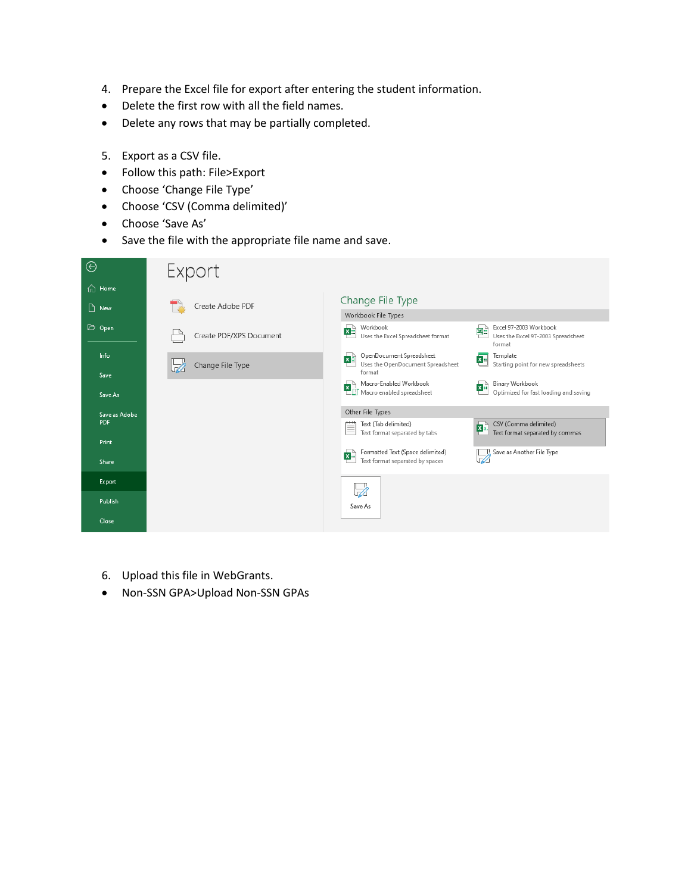4. Prepare the Excel file for export after entering the student information.

- Delete the first row with all the field names.
- Delete any rows that may be partially completed.

5. Export as a CSV file.

- Follow this path: File>Export
- Choose 'Change File Type'
- Choose 'CSV (Comma delimited)'
- Choose 'Save As'
- Save the file with the appropriate file name and save.

6. Upload this file in WebGrants.

- Non-SSN GPA>Upload Non-SSN GPAs